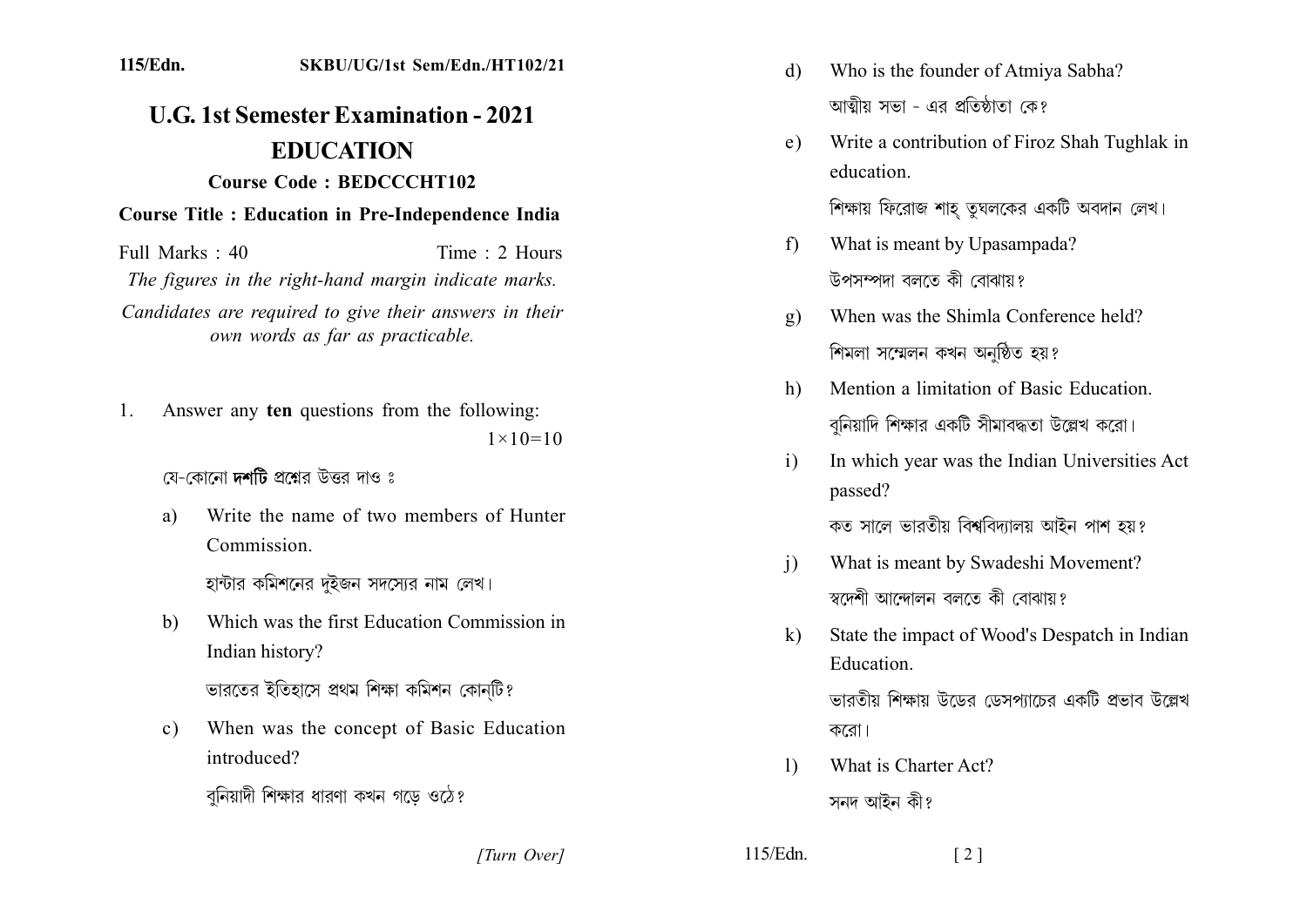115/Edn. SKBU/UG/1st Sem/Edn./HT102/21

# U.G. 1st Semester Examination - 2021

## EDUCATION

### Course Code : BEDCCCHT102

### Course Title : Education in Pre-Independence India

Full Marks : 40 Time : 2 Hours

*The figures in the right-hand margin indicate marks.*

*Candidates are required to give their answers in their own words as far as practicable.*

1. Answer any **ten** questions from the following: $1\times10=10$

   যে-কোনো **দশটি** প্রশ্নের উত্তর দাও ঃ

   a) Write the name of two members of Hunter Commission.

   হান্টার কমিশনের দুইজন সদস্যের নাম লেখ।

   b) Which was the first Education Commission in Indian history?

   ভারতের ইতিহাসে প্রথম শিক্ষা কমিশন কোন্‌টি?

   c) When was the concept of Basic Education introduced?

   বুনিয়াদী শিক্ষার ধারণা কখন গড়ে ওঠে?

   d) Who is the founder of Atmiya Sabha?

   আত্মীয় সভা - এর প্রতিষ্ঠাতা কে?

   e) Write a contribution of Firoz Shah Tughlak in education.

   শিক্ষায় ফিরোজ শাহ্ তুঘলকের একটি অবদান লেখ।

   f) What is meant by Upasampada?

   উপসম্পদা বলতে কী বোঝায়?

   g) When was the Shimla Conference held?

   শিমলা সম্মেলন কখন অনুষ্ঠিত হয়?

   h) Mention a limitation of Basic Education.

   বুনিয়াদি শিক্ষার একটি সীমাবদ্ধতা উল্লেখ করো।

   i) In which year was the Indian Universities Act passed?

   কত সালে ভারতীয় বিশ্ববিদ্যালয় আইন পাশ হয়?

   j) What is meant by Swadeshi Movement?

   স্বদেশী আন্দোলন বলতে কী বোঝায়?

   k) State the impact of Wood's Despatch in Indian Education.

   ভারতীয় শিক্ষায় উডের ডেসপ্যাচের একটি প্রভাব উল্লেখ করো।

   l) What is Charter Act?

   সনদ আইন কী?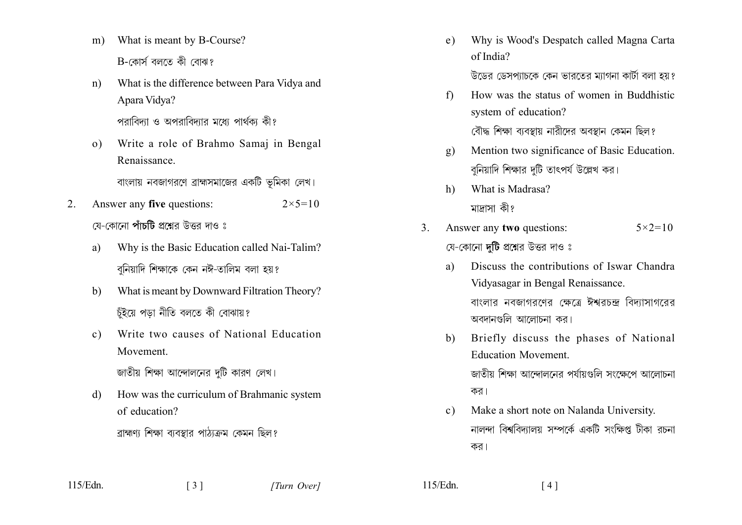m) What is meant by B-Course?

B-কোর্স বলতে কী বোঝ?

n) What is the difference between Para Vidya and Apara Vidya?

পরাবিদ্যা ও অপরাবিদ্যার মধ্যে পার্থক্য কী?

o) Write a role of Brahmo Samaj in Bengal Renaissance.

বাংলায় নবজাগরণে ব্রাহ্মসমাজের একটি ভূমিকা লেখ।

2. Answer any **five** questions: $2 \times 5 = 10$

যে-কোনো **পাঁচটি** প্রশ্নের উত্তর দাও ঃ

a) Why is the Basic Education called Nai-Talim?

বুনিয়াদি শিক্ষাকে কেন নঈ-তালিম বলা হয়?

b) What is meant by Downward Filtration Theory?

চুঁইয়ে পড়া নীতি বলতে কী বোঝায়?

c) Write two causes of National Education Movement.

জাতীয় শিক্ষা আন্দোলনের দুটি কারণ লেখ।

d) How was the curriculum of Brahmanic system of education?

ব্রাহ্মণ্য শিক্ষা ব্যবস্থার পাঠ্যক্রম কেমন ছিল?

e) Why is Wood's Despatch called Magna Carta of India?

উডের ডেসপ্যাচকে কেন ভারতের ম্যাগনা কার্টা বলা হয়?

f) How was the status of women in Buddhistic system of education?

বৌদ্ধ শিক্ষা ব্যবস্থায় নারীদের অবস্থান কেমন ছিল?

g) Mention two significance of Basic Education.

বুনিয়াদি শিক্ষার দুটি তাৎপর্য উল্লেখ কর।

h) What is Madrasa?

মাদ্রাসা কী?

3. Answer any **two** questions: $5 \times 2 = 10$

যে-কোনো **দুটি** প্রশ্নের উত্তর দাও ঃ

a) Discuss the contributions of Iswar Chandra Vidyasagar in Bengal Renaissance.

বাংলার নবজাগরণের ক্ষেত্রে ঈশ্বরচন্দ্র বিদ্যাসাগরের অবদানগুলি আলোচনা কর।

b) Briefly discuss the phases of National Education Movement.

জাতীয় শিক্ষা আন্দোলনের পর্যায়গুলি সংক্ষেপে আলোচনা কর।

c) Make a short note on Nalanda University.

নালন্দা বিশ্ববিদ্যালয় সম্পর্কে একটি সংক্ষিপ্ত টীকা রচনা কর।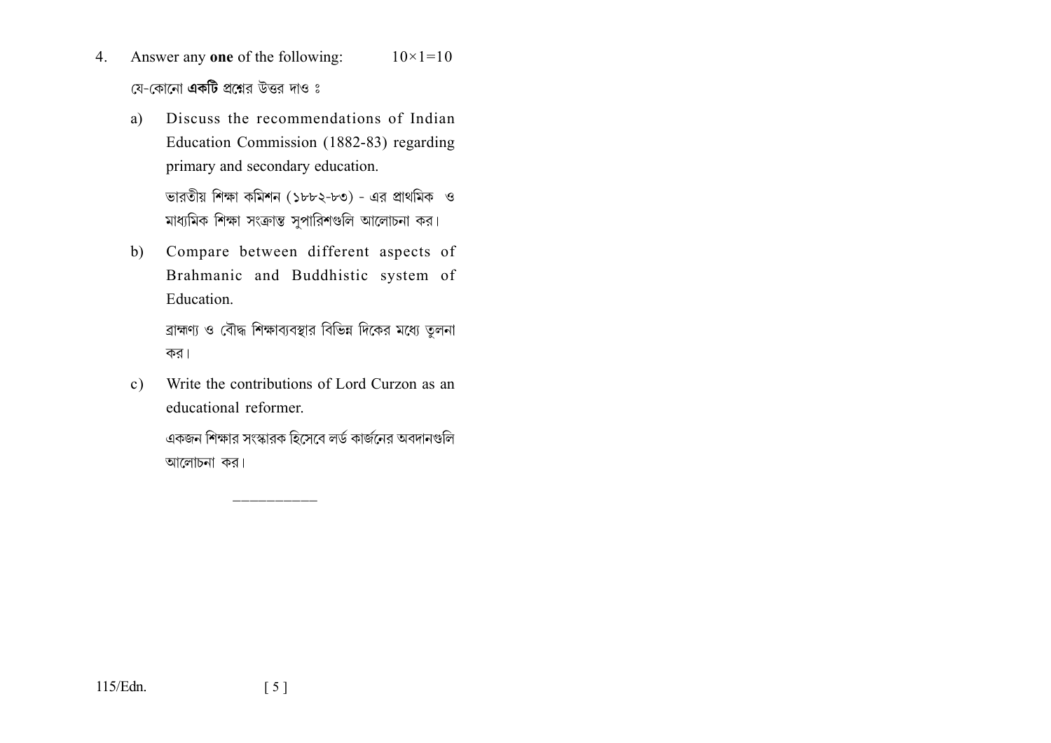4. Answer any **one** of the following: 10×1=10

যে-কোনো **একটি** প্রশ্নের উত্তর দাও ঃ

a) Discuss the recommendations of Indian Education Commission (1882-83) regarding primary and secondary education.

ভারতীয় শিক্ষা কমিশন (১৮৮২-৮৩) - এর প্রাথমিক ও মাধ্যমিক শিক্ষা সংক্রান্ত সুপারিশগুলি আলোচনা কর।

b) Compare between different aspects of Brahmanic and Buddhistic system of Education.

ব্রাহ্মণ্য ও বৌদ্ধ শিক্ষাব্যবস্থার বিভিন্ন দিকের মধ্যে তুলনা কর।

c) Write the contributions of Lord Curzon as an educational reformer.

একজন শিক্ষার সংস্কারক হিসেবে লর্ড কার্জনের অবদানগুলি আলোচনা কর।

———————